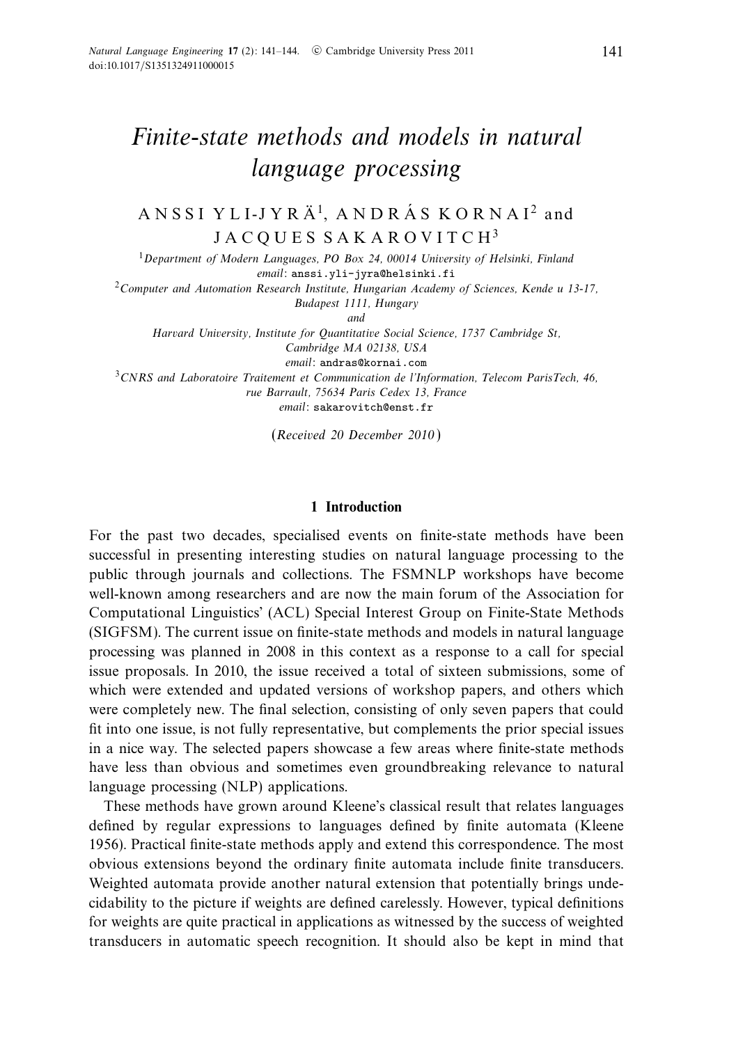# Finite-state methods and models in natural language processing

ANSSI YLI-JYRÄ[1], ANDRÁS KORNAI[2] and JACQUES SAKAROVITCH[3]

[1]Department of Modern Languages, PO Box 24, 00014 University of Helsinki, Finland
email: anssi.yli-jyra@helsinki.fi

[2]Computer and Automation Research Institute, Hungarian Academy of Sciences, Kende u 13-17, Budapest 1111, Hungary
and
Harvard University, Institute for Quantitative Social Science, 1737 Cambridge St, Cambridge MA 02138, USA
email: andras@kornai.com

[3]CNRS and Laboratoire Traitement et Communication de l'Information, Telecom ParisTech, 46, rue Barrault, 75634 Paris Cedex 13, France
email: sakarovitch@enst.fr

(*Received 20 December 2010*)

## 1 Introduction

For the past two decades, specialised events on finite-state methods have been successful in presenting interesting studies on natural language processing to the public through journals and collections. The FSMNLP workshops have become well-known among researchers and are now the main forum of the Association for Computational Linguistics' (ACL) Special Interest Group on Finite-State Methods (SIGFSM). The current issue on finite-state methods and models in natural language processing was planned in 2008 in this context as a response to a call for special issue proposals. In 2010, the issue received a total of sixteen submissions, some of which were extended and updated versions of workshop papers, and others which were completely new. The final selection, consisting of only seven papers that could fit into one issue, is not fully representative, but complements the prior special issues in a nice way. The selected papers showcase a few areas where finite-state methods have less than obvious and sometimes even groundbreaking relevance to natural language processing (NLP) applications.

These methods have grown around Kleene's classical result that relates languages defined by regular expressions to languages defined by finite automata (Kleene 1956). Practical finite-state methods apply and extend this correspondence. The most obvious extensions beyond the ordinary finite automata include finite transducers. Weighted automata provide another natural extension that potentially brings undecidability to the picture if weights are defined carelessly. However, typical definitions for weights are quite practical in applications as witnessed by the success of weighted transducers in automatic speech recognition. It should also be kept in mind that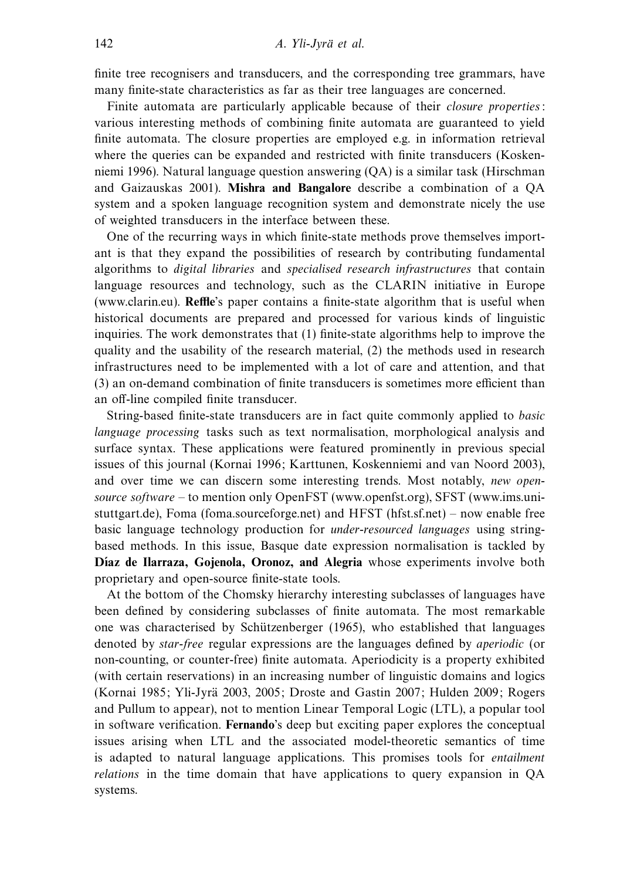finite tree recognisers and transducers, and the corresponding tree grammars, have many finite-state characteristics as far as their tree languages are concerned.

Finite automata are particularly applicable because of their *closure properties*: various interesting methods of combining finite automata are guaranteed to yield finite automata. The closure properties are employed e.g. in information retrieval where the queries can be expanded and restricted with finite transducers (Koskenniemi 1996). Natural language question answering (QA) is a similar task (Hirschman and Gaizauskas 2001). **Mishra and Bangalore** describe a combination of a QA system and a spoken language recognition system and demonstrate nicely the use of weighted transducers in the interface between these.

One of the recurring ways in which finite-state methods prove themselves important is that they expand the possibilities of research by contributing fundamental algorithms to *digital libraries* and *specialised research infrastructures* that contain language resources and technology, such as the CLARIN initiative in Europe (www.clarin.eu). **Reffle**'s paper contains a finite-state algorithm that is useful when historical documents are prepared and processed for various kinds of linguistic inquiries. The work demonstrates that (1) finite-state algorithms help to improve the quality and the usability of the research material, (2) the methods used in research infrastructures need to be implemented with a lot of care and attention, and that (3) an on-demand combination of finite transducers is sometimes more efficient than an off-line compiled finite transducer.

String-based finite-state transducers are in fact quite commonly applied to *basic language processing* tasks such as text normalisation, morphological analysis and surface syntax. These applications were featured prominently in previous special issues of this journal (Kornai 1996; Karttunen, Koskenniemi and van Noord 2003), and over time we can discern some interesting trends. Most notably, *new open-source software* – to mention only OpenFST (www.openfst.org), SFST (www.ims.uni-stuttgart.de), Foma (foma.sourceforge.net) and HFST (hfst.sf.net) – now enable free basic language technology production for *under-resourced languages* using string-based methods. In this issue, Basque date expression normalisation is tackled by **Díaz de Ilarraza, Gojenola, Oronoz, and Alegria** whose experiments involve both proprietary and open-source finite-state tools.

At the bottom of the Chomsky hierarchy interesting subclasses of languages have been defined by considering subclasses of finite automata. The most remarkable one was characterised by Schützenberger (1965), who established that languages denoted by *star-free* regular expressions are the languages defined by *aperiodic* (or non-counting, or counter-free) finite automata. Aperiodicity is a property exhibited (with certain reservations) in an increasing number of linguistic domains and logics (Kornai 1985; Yli-Jyrä 2003, 2005; Droste and Gastin 2007; Hulden 2009; Rogers and Pullum to appear), not to mention Linear Temporal Logic (LTL), a popular tool in software verification. **Fernando**'s deep but exciting paper explores the conceptual issues arising when LTL and the associated model-theoretic semantics of time is adapted to natural language applications. This promises tools for *entailment relations* in the time domain that have applications to query expansion in QA systems.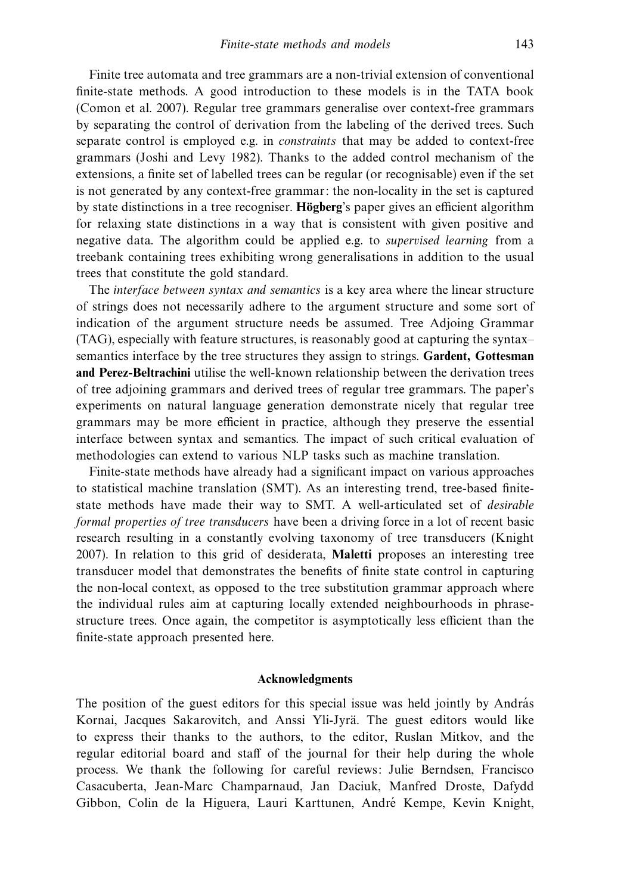Finite tree automata and tree grammars are a non-trivial extension of conventional finite-state methods. A good introduction to these models is in the TATA book (Comon et al. 2007). Regular tree grammars generalise over context-free grammars by separating the control of derivation from the labeling of the derived trees. Such separate control is employed e.g. in *constraints* that may be added to context-free grammars (Joshi and Levy 1982). Thanks to the added control mechanism of the extensions, a finite set of labelled trees can be regular (or recognisable) even if the set is not generated by any context-free grammar: the non-locality in the set is captured by state distinctions in a tree recogniser. **Högberg**'s paper gives an efficient algorithm for relaxing state distinctions in a way that is consistent with given positive and negative data. The algorithm could be applied e.g. to *supervised learning* from a treebank containing trees exhibiting wrong generalisations in addition to the usual trees that constitute the gold standard.

The *interface between syntax and semantics* is a key area where the linear structure of strings does not necessarily adhere to the argument structure and some sort of indication of the argument structure needs be assumed. Tree Adjoing Grammar (TAG), especially with feature structures, is reasonably good at capturing the syntax–semantics interface by the tree structures they assign to strings. **Gardent, Gottesman and Perez-Beltrachini** utilise the well-known relationship between the derivation trees of tree adjoining grammars and derived trees of regular tree grammars. The paper's experiments on natural language generation demonstrate nicely that regular tree grammars may be more efficient in practice, although they preserve the essential interface between syntax and semantics. The impact of such critical evaluation of methodologies can extend to various NLP tasks such as machine translation.

Finite-state methods have already had a significant impact on various approaches to statistical machine translation (SMT). As an interesting trend, tree-based finite-state methods have made their way to SMT. A well-articulated set of *desirable formal properties of tree transducers* have been a driving force in a lot of recent basic research resulting in a constantly evolving taxonomy of tree transducers (Knight 2007). In relation to this grid of desiderata, **Maletti** proposes an interesting tree transducer model that demonstrates the benefits of finite state control in capturing the non-local context, as opposed to the tree substitution grammar approach where the individual rules aim at capturing locally extended neighbourhoods in phrase-structure trees. Once again, the competitor is asymptotically less efficient than the finite-state approach presented here.

## Acknowledgments

The position of the guest editors for this special issue was held jointly by András Kornai, Jacques Sakarovitch, and Anssi Yli-Jyrä. The guest editors would like to express their thanks to the authors, to the editor, Ruslan Mitkov, and the regular editorial board and staff of the journal for their help during the whole process. We thank the following for careful reviews: Julie Berndsen, Francisco Casacuberta, Jean-Marc Champarnaud, Jan Daciuk, Manfred Droste, Dafydd Gibbon, Colin de la Higuera, Lauri Karttunen, André Kempe, Kevin Knight,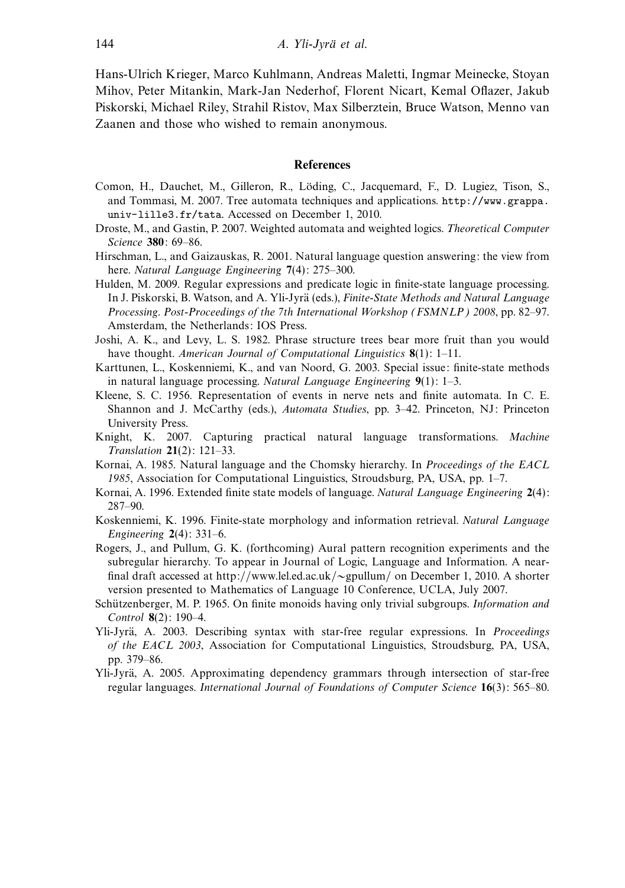Hans-Ulrich Krieger, Marco Kuhlmann, Andreas Maletti, Ingmar Meinecke, Stoyan Mihov, Peter Mitankin, Mark-Jan Nederhof, Florent Nicart, Kemal Oflazer, Jakub Piskorski, Michael Riley, Strahil Ristov, Max Silberztein, Bruce Watson, Menno van Zaanen and those who wished to remain anonymous.

## References

Comon, H., Dauchet, M., Gilleron, R., Löding, C., Jacquemard, F., D. Lugiez, Tison, S., and Tommasi, M. 2007. Tree automata techniques and applications. `http://www.grappa.univ-lille3.fr/tata`. Accessed on December 1, 2010.

Droste, M., and Gastin, P. 2007. Weighted automata and weighted logics. *Theoretical Computer Science* **380**: 69–86.

Hirschman, L., and Gaizauskas, R. 2001. Natural language question answering: the view from here. *Natural Language Engineering* **7**(4): 275–300.

Hulden, M. 2009. Regular expressions and predicate logic in finite-state language processing. In J. Piskorski, B. Watson, and A. Yli-Jyrä (eds.), *Finite-State Methods and Natural Language Processing. Post-Proceedings of the 7th International Workshop (FSMNLP) 2008*, pp. 82–97. Amsterdam, the Netherlands: IOS Press.

Joshi, A. K., and Levy, L. S. 1982. Phrase structure trees bear more fruit than you would have thought. *American Journal of Computational Linguistics* **8**(1): 1–11.

Karttunen, L., Koskenniemi, K., and van Noord, G. 2003. Special issue: finite-state methods in natural language processing. *Natural Language Engineering* **9**(1): 1–3.

Kleene, S. C. 1956. Representation of events in nerve nets and finite automata. In C. E. Shannon and J. McCarthy (eds.), *Automata Studies*, pp. 3–42. Princeton, NJ: Princeton University Press.

Knight, K. 2007. Capturing practical natural language transformations. *Machine Translation* **21**(2): 121–33.

Kornai, A. 1985. Natural language and the Chomsky hierarchy. In *Proceedings of the EACL 1985*, Association for Computational Linguistics, Stroudsburg, PA, USA, pp. 1–7.

Kornai, A. 1996. Extended finite state models of language. *Natural Language Engineering* **2**(4): 287–90.

Koskenniemi, K. 1996. Finite-state morphology and information retrieval. *Natural Language Engineering* **2**(4): 331–6.

Rogers, J., and Pullum, G. K. (forthcoming) Aural pattern recognition experiments and the subregular hierarchy. To appear in Journal of Logic, Language and Information. A near-final draft accessed at http://www.lel.ed.ac.uk/∼gpullum/ on December 1, 2010. A shorter version presented to Mathematics of Language 10 Conference, UCLA, July 2007.

Schützenberger, M. P. 1965. On finite monoids having only trivial subgroups. *Information and Control* **8**(2): 190–4.

Yli-Jyrä, A. 2003. Describing syntax with star-free regular expressions. In *Proceedings of the EACL 2003*, Association for Computational Linguistics, Stroudsburg, PA, USA, pp. 379–86.

Yli-Jyrä, A. 2005. Approximating dependency grammars through intersection of star-free regular languages. *International Journal of Foundations of Computer Science* **16**(3): 565–80.